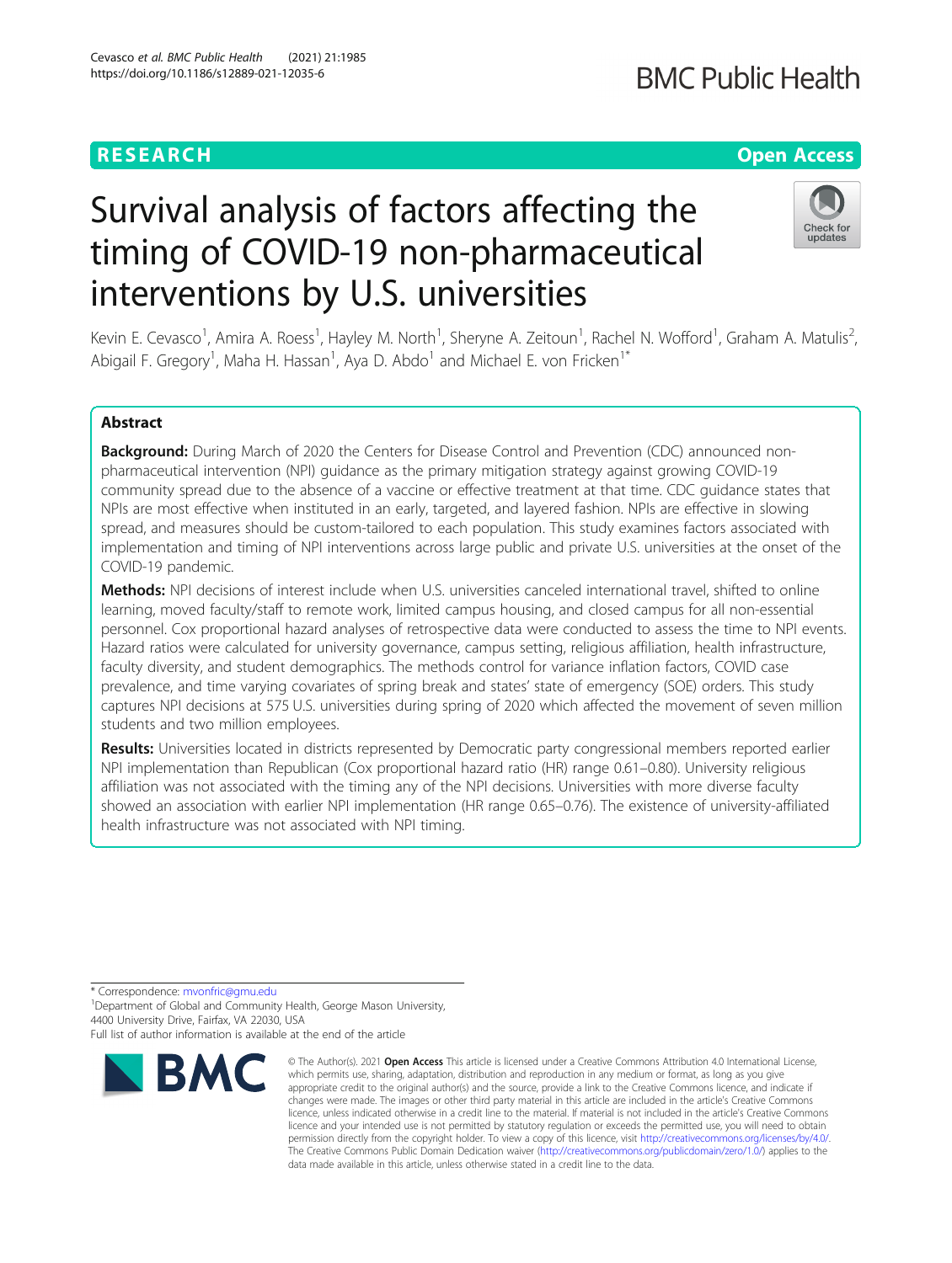RESEARCH

Open Access

# Survival analysis of factors affecting the timing of COVID-19 non-pharmaceutical interventions by U.S. universities

Kevin E. Cevasco[1], Amira A. Roess[1], Hayley M. North[1], Sheryne A. Zeitoun[1], Rachel N. Wofford[1], Graham A. Matulis[2], Abigail F. Gregory[1], Maha H. Hassan[1], Aya D. Abdo[1] and Michael E. von Fricken[1*]

## Abstract

**Background:** During March of 2020 the Centers for Disease Control and Prevention (CDC) announced non-pharmaceutical intervention (NPI) guidance as the primary mitigation strategy against growing COVID-19 community spread due to the absence of a vaccine or effective treatment at that time. CDC guidance states that NPIs are most effective when instituted in an early, targeted, and layered fashion. NPIs are effective in slowing spread, and measures should be custom-tailored to each population. This study examines factors associated with implementation and timing of NPI interventions across large public and private U.S. universities at the onset of the COVID-19 pandemic.

**Methods:** NPI decisions of interest include when U.S. universities canceled international travel, shifted to online learning, moved faculty/staff to remote work, limited campus housing, and closed campus for all non-essential personnel. Cox proportional hazard analyses of retrospective data were conducted to assess the time to NPI events. Hazard ratios were calculated for university governance, campus setting, religious affiliation, health infrastructure, faculty diversity, and student demographics. The methods control for variance inflation factors, COVID case prevalence, and time varying covariates of spring break and states' state of emergency (SOE) orders. This study captures NPI decisions at 575 U.S. universities during spring of 2020 which affected the movement of seven million students and two million employees.

**Results:** Universities located in districts represented by Democratic party congressional members reported earlier NPI implementation than Republican (Cox proportional hazard ratio (HR) range 0.61–0.80). University religious affiliation was not associated with the timing any of the NPI decisions. Universities with more diverse faculty showed an association with earlier NPI implementation (HR range 0.65–0.76). The existence of university-affiliated health infrastructure was not associated with NPI timing.

\* Correspondence: mvonfric@gmu.edu
[1]Department of Global and Community Health, George Mason University, 4400 University Drive, Fairfax, VA 22030, USA
Full list of author information is available at the end of the article

© The Author(s). 2021 **Open Access** This article is licensed under a Creative Commons Attribution 4.0 International License, which permits use, sharing, adaptation, distribution and reproduction in any medium or format, as long as you give appropriate credit to the original author(s) and the source, provide a link to the Creative Commons licence, and indicate if changes were made. The images or other third party material in this article are included in the article's Creative Commons licence, unless indicated otherwise in a credit line to the material. If material is not included in the article's Creative Commons licence and your intended use is not permitted by statutory regulation or exceeds the permitted use, you will need to obtain permission directly from the copyright holder. To view a copy of this licence, visit http://creativecommons.org/licenses/by/4.0/. The Creative Commons Public Domain Dedication waiver (http://creativecommons.org/publicdomain/zero/1.0/) applies to the data made available in this article, unless otherwise stated in a credit line to the data.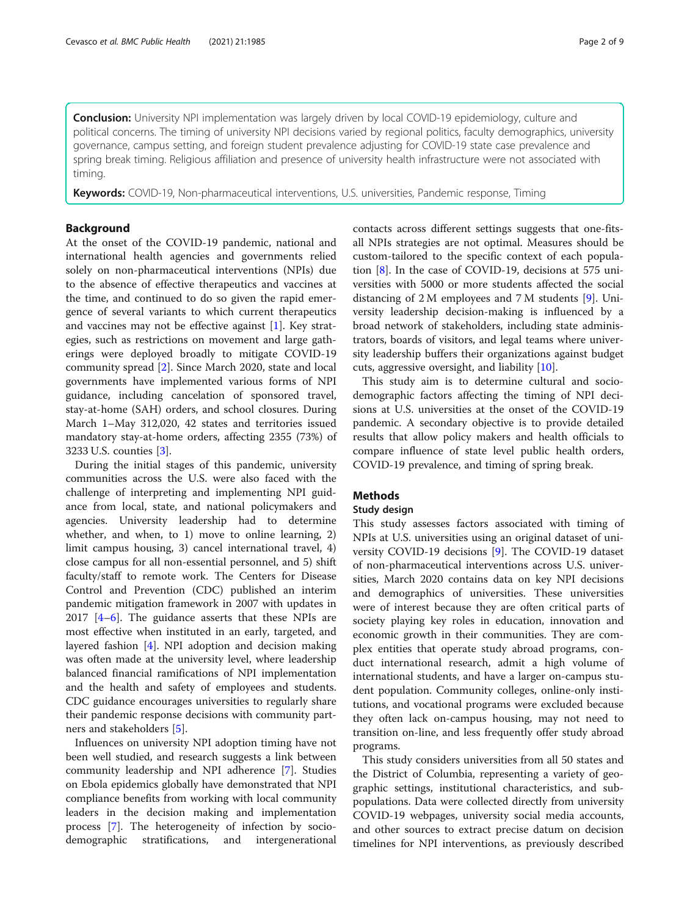**Conclusion:** University NPI implementation was largely driven by local COVID-19 epidemiology, culture and political concerns. The timing of university NPI decisions varied by regional politics, faculty demographics, university governance, campus setting, and foreign student prevalence adjusting for COVID-19 state case prevalence and spring break timing. Religious affiliation and presence of university health infrastructure were not associated with timing.

**Keywords:** COVID-19, Non-pharmaceutical interventions, U.S. universities, Pandemic response, Timing

## Background

At the onset of the COVID-19 pandemic, national and international health agencies and governments relied solely on non-pharmaceutical interventions (NPIs) due to the absence of effective therapeutics and vaccines at the time, and continued to do so given the rapid emergence of several variants to which current therapeutics and vaccines may not be effective against [1]. Key strategies, such as restrictions on movement and large gatherings were deployed broadly to mitigate COVID-19 community spread [2]. Since March 2020, state and local governments have implemented various forms of NPI guidance, including cancelation of sponsored travel, stay-at-home (SAH) orders, and school closures. During March 1–May 312,020, 42 states and territories issued mandatory stay-at-home orders, affecting 2355 (73%) of 3233 U.S. counties [3].

During the initial stages of this pandemic, university communities across the U.S. were also faced with the challenge of interpreting and implementing NPI guidance from local, state, and national policymakers and agencies. University leadership had to determine whether, and when, to 1) move to online learning, 2) limit campus housing, 3) cancel international travel, 4) close campus for all non-essential personnel, and 5) shift faculty/staff to remote work. The Centers for Disease Control and Prevention (CDC) published an interim pandemic mitigation framework in 2007 with updates in 2017 [4–6]. The guidance asserts that these NPIs are most effective when instituted in an early, targeted, and layered fashion [4]. NPI adoption and decision making was often made at the university level, where leadership balanced financial ramifications of NPI implementation and the health and safety of employees and students. CDC guidance encourages universities to regularly share their pandemic response decisions with community partners and stakeholders [5].

Influences on university NPI adoption timing have not been well studied, and research suggests a link between community leadership and NPI adherence [7]. Studies on Ebola epidemics globally have demonstrated that NPI compliance benefits from working with local community leaders in the decision making and implementation process [7]. The heterogeneity of infection by socio-demographic stratifications, and intergenerational contacts across different settings suggests that one-fits-all NPIs strategies are not optimal. Measures should be custom-tailored to the specific context of each population [8]. In the case of COVID-19, decisions at 575 universities with 5000 or more students affected the social distancing of 2 M employees and 7 M students [9]. University leadership decision-making is influenced by a broad network of stakeholders, including state administrators, boards of visitors, and legal teams where university leadership buffers their organizations against budget cuts, aggressive oversight, and liability [10].

This study aim is to determine cultural and socio-demographic factors affecting the timing of NPI decisions at U.S. universities at the onset of the COVID-19 pandemic. A secondary objective is to provide detailed results that allow policy makers and health officials to compare influence of state level public health orders, COVID-19 prevalence, and timing of spring break.

## Methods

### Study design

This study assesses factors associated with timing of NPIs at U.S. universities using an original dataset of university COVID-19 decisions [9]. The COVID-19 dataset of non-pharmaceutical interventions across U.S. universities, March 2020 contains data on key NPI decisions and demographics of universities. These universities were of interest because they are often critical parts of society playing key roles in education, innovation and economic growth in their communities. They are complex entities that operate study abroad programs, conduct international research, admit a high volume of international students, and have a larger on-campus student population. Community colleges, online-only institutions, and vocational programs were excluded because they often lack on-campus housing, may not need to transition on-line, and less frequently offer study abroad programs.

This study considers universities from all 50 states and the District of Columbia, representing a variety of geographic settings, institutional characteristics, and sub-populations. Data were collected directly from university COVID-19 webpages, university social media accounts, and other sources to extract precise datum on decision timelines for NPI interventions, as previously described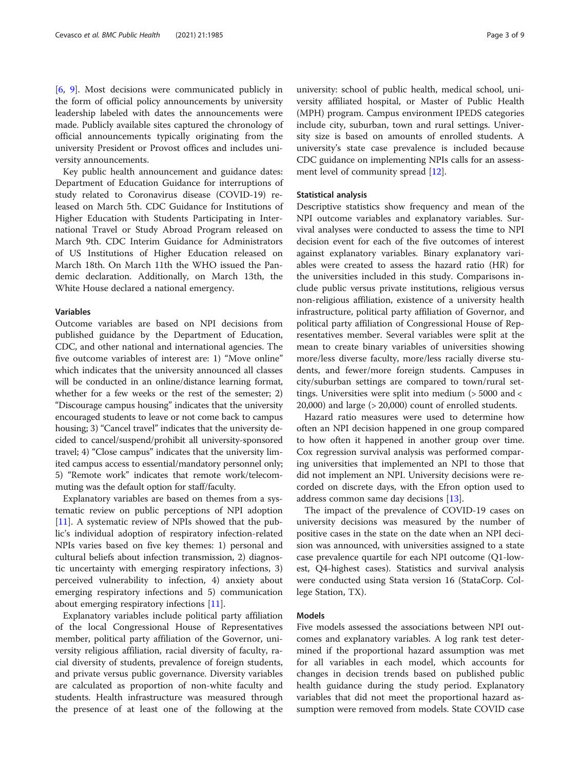[6, 9]. Most decisions were communicated publicly in the form of official policy announcements by university leadership labeled with dates the announcements were made. Publicly available sites captured the chronology of official announcements typically originating from the university President or Provost offices and includes university announcements.

Key public health announcement and guidance dates: Department of Education Guidance for interruptions of study related to Coronavirus disease (COVID-19) released on March 5th. CDC Guidance for Institutions of Higher Education with Students Participating in International Travel or Study Abroad Program released on March 9th. CDC Interim Guidance for Administrators of US Institutions of Higher Education released on March 18th. On March 11th the WHO issued the Pandemic declaration. Additionally, on March 13th, the White House declared a national emergency.

### Variables

Outcome variables are based on NPI decisions from published guidance by the Department of Education, CDC, and other national and international agencies. The five outcome variables of interest are: 1) "Move online" which indicates that the university announced all classes will be conducted in an online/distance learning format, whether for a few weeks or the rest of the semester; 2) "Discourage campus housing" indicates that the university encouraged students to leave or not come back to campus housing; 3) "Cancel travel" indicates that the university decided to cancel/suspend/prohibit all university-sponsored travel; 4) "Close campus" indicates that the university limited campus access to essential/mandatory personnel only; 5) "Remote work" indicates that remote work/telecommuting was the default option for staff/faculty.

Explanatory variables are based on themes from a systematic review on public perceptions of NPI adoption [11]. A systematic review of NPIs showed that the public's individual adoption of respiratory infection-related NPIs varies based on five key themes: 1) personal and cultural beliefs about infection transmission, 2) diagnostic uncertainty with emerging respiratory infections, 3) perceived vulnerability to infection, 4) anxiety about emerging respiratory infections and 5) communication about emerging respiratory infections [11].

Explanatory variables include political party affiliation of the local Congressional House of Representatives member, political party affiliation of the Governor, university religious affiliation, racial diversity of faculty, racial diversity of students, prevalence of foreign students, and private versus public governance. Diversity variables are calculated as proportion of non-white faculty and students. Health infrastructure was measured through the presence of at least one of the following at the university: school of public health, medical school, university affiliated hospital, or Master of Public Health (MPH) program. Campus environment IPEDS categories include city, suburban, town and rural settings. University size is based on amounts of enrolled students. A university's state case prevalence is included because CDC guidance on implementing NPIs calls for an assessment level of community spread [12].

### Statistical analysis

Descriptive statistics show frequency and mean of the NPI outcome variables and explanatory variables. Survival analyses were conducted to assess the time to NPI decision event for each of the five outcomes of interest against explanatory variables. Binary explanatory variables were created to assess the hazard ratio (HR) for the universities included in this study. Comparisons include public versus private institutions, religious versus non-religious affiliation, existence of a university health infrastructure, political party affiliation of Governor, and political party affiliation of Congressional House of Representatives member. Several variables were split at the mean to create binary variables of universities showing more/less diverse faculty, more/less racially diverse students, and fewer/more foreign students. Campuses in city/suburban settings are compared to town/rural settings. Universities were split into medium (> 5000 and < 20,000) and large (> 20,000) count of enrolled students.

Hazard ratio measures were used to determine how often an NPI decision happened in one group compared to how often it happened in another group over time. Cox regression survival analysis was performed comparing universities that implemented an NPI to those that did not implement an NPI. University decisions were recorded on discrete days, with the Efron option used to address common same day decisions [13].

The impact of the prevalence of COVID-19 cases on university decisions was measured by the number of positive cases in the state on the date when an NPI decision was announced, with universities assigned to a state case prevalence quartile for each NPI outcome (Q1-lowest, Q4-highest cases). Statistics and survival analysis were conducted using Stata version 16 (StataCorp. College Station, TX).

### Models

Five models assessed the associations between NPI outcomes and explanatory variables. A log rank test determined if the proportional hazard assumption was met for all variables in each model, which accounts for changes in decision trends based on published public health guidance during the study period. Explanatory variables that did not meet the proportional hazard assumption were removed from models. State COVID case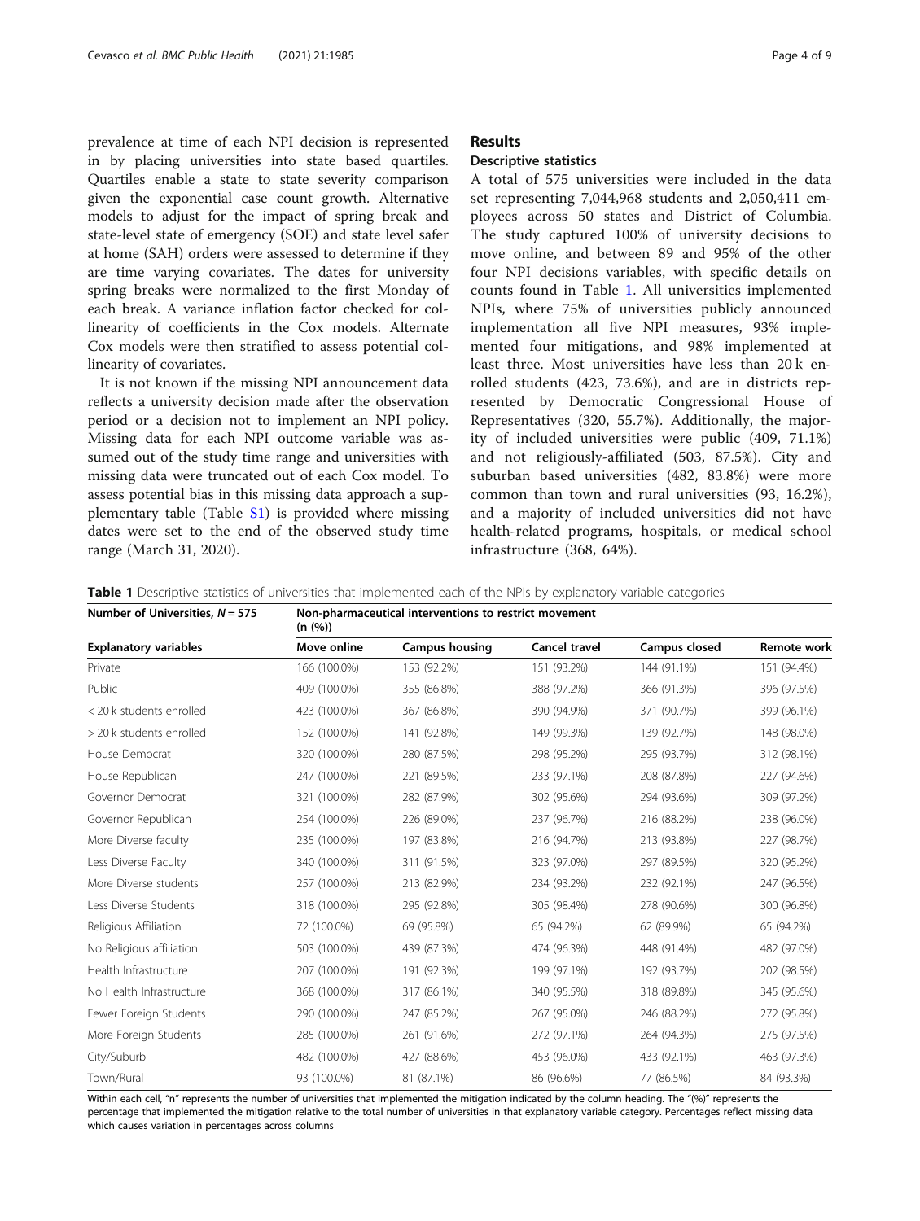prevalence at time of each NPI decision is represented in by placing universities into state based quartiles. Quartiles enable a state to state severity comparison given the exponential case count growth. Alternative models to adjust for the impact of spring break and state-level state of emergency (SOE) and state level safer at home (SAH) orders were assessed to determine if they are time varying covariates. The dates for university spring breaks were normalized to the first Monday of each break. A variance inflation factor checked for collinearity of coefficients in the Cox models. Alternate Cox models were then stratified to assess potential collinearity of covariates.

It is not known if the missing NPI announcement data reflects a university decision made after the observation period or a decision not to implement an NPI policy. Missing data for each NPI outcome variable was assumed out of the study time range and universities with missing data were truncated out of each Cox model. To assess potential bias in this missing data approach a supplementary table (Table S1) is provided where missing dates were set to the end of the observed study time range (March 31, 2020).

## Results

### Descriptive statistics

A total of 575 universities were included in the data set representing 7,044,968 students and 2,050,411 employees across 50 states and District of Columbia. The study captured 100% of university decisions to move online, and between 89 and 95% of the other four NPI decisions variables, with specific details on counts found in Table 1. All universities implemented NPIs, where 75% of universities publicly announced implementation all five NPI measures, 93% implemented four mitigations, and 98% implemented at least three. Most universities have less than 20 k enrolled students (423, 73.6%), and are in districts represented by Democratic Congressional House of Representatives (320, 55.7%). Additionally, the majority of included universities were public (409, 71.1%) and not religiously-affiliated (503, 87.5%). City and suburban based universities (482, 83.8%) were more common than town and rural universities (93, 16.2%), and a majority of included universities did not have health-related programs, hospitals, or medical school infrastructure (368, 64%).

**Table 1** Descriptive statistics of universities that implemented each of the NPIs by explanatory variable categories

| Number of Universities, $N = 575$ | Non-pharmaceutical interventions to restrict movement (n (%)) | | | | |
|---|---|---|---|---|---|
| **Explanatory variables** | **Move online** | **Campus housing** | **Cancel travel** | **Campus closed** | **Remote work** |
| Private | 166 (100.0%) | 153 (92.2%) | 151 (93.2%) | 144 (91.1%) | 151 (94.4%) |
| Public | 409 (100.0%) | 355 (86.8%) | 388 (97.2%) | 366 (91.3%) | 396 (97.5%) |
| < 20 k students enrolled | 423 (100.0%) | 367 (86.8%) | 390 (94.9%) | 371 (90.7%) | 399 (96.1%) |
| > 20 k students enrolled | 152 (100.0%) | 141 (92.8%) | 149 (99.3%) | 139 (92.7%) | 148 (98.0%) |
| House Democrat | 320 (100.0%) | 280 (87.5%) | 298 (95.2%) | 295 (93.7%) | 312 (98.1%) |
| House Republican | 247 (100.0%) | 221 (89.5%) | 233 (97.1%) | 208 (87.8%) | 227 (94.6%) |
| Governor Democrat | 321 (100.0%) | 282 (87.9%) | 302 (95.6%) | 294 (93.6%) | 309 (97.2%) |
| Governor Republican | 254 (100.0%) | 226 (89.0%) | 237 (96.7%) | 216 (88.2%) | 238 (96.0%) |
| More Diverse faculty | 235 (100.0%) | 197 (83.8%) | 216 (94.7%) | 213 (93.8%) | 227 (98.7%) |
| Less Diverse Faculty | 340 (100.0%) | 311 (91.5%) | 323 (97.0%) | 297 (89.5%) | 320 (95.2%) |
| More Diverse students | 257 (100.0%) | 213 (82.9%) | 234 (93.2%) | 232 (92.1%) | 247 (96.5%) |
| Less Diverse Students | 318 (100.0%) | 295 (92.8%) | 305 (98.4%) | 278 (90.6%) | 300 (96.8%) |
| Religious Affiliation | 72 (100.0%) | 69 (95.8%) | 65 (94.2%) | 62 (89.9%) | 65 (94.2%) |
| No Religious affiliation | 503 (100.0%) | 439 (87.3%) | 474 (96.3%) | 448 (91.4%) | 482 (97.0%) |
| Health Infrastructure | 207 (100.0%) | 191 (92.3%) | 199 (97.1%) | 192 (93.7%) | 202 (98.5%) |
| No Health Infrastructure | 368 (100.0%) | 317 (86.1%) | 340 (95.5%) | 318 (89.8%) | 345 (95.6%) |
| Fewer Foreign Students | 290 (100.0%) | 247 (85.2%) | 267 (95.0%) | 246 (88.2%) | 272 (95.8%) |
| More Foreign Students | 285 (100.0%) | 261 (91.6%) | 272 (97.1%) | 264 (94.3%) | 275 (97.5%) |
| City/Suburb | 482 (100.0%) | 427 (88.6%) | 453 (96.0%) | 433 (92.1%) | 463 (97.3%) |
| Town/Rural | 93 (100.0%) | 81 (87.1%) | 86 (96.6%) | 77 (86.5%) | 84 (93.3%) |

Within each cell, "n" represents the number of universities that implemented the mitigation indicated by the column heading. The "(%)" represents the percentage that implemented the mitigation relative to the total number of universities in that explanatory variable category. Percentages reflect missing data which causes variation in percentages across columns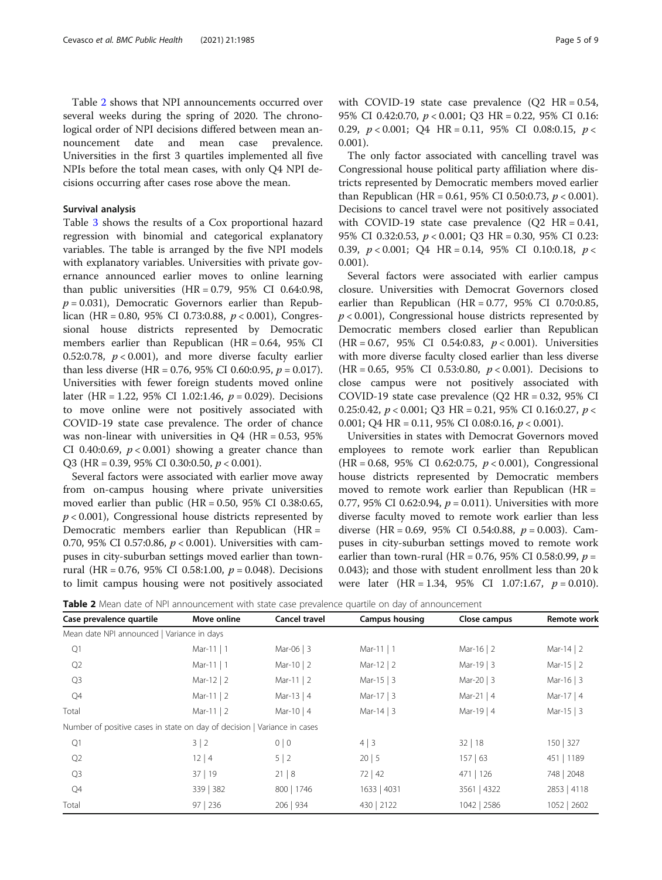Table 2 shows that NPI announcements occurred over several weeks during the spring of 2020. The chronological order of NPI decisions differed between mean announcement date and mean case prevalence. Universities in the first 3 quartiles implemented all five NPIs before the total mean cases, with only Q4 NPI decisions occurring after cases rose above the mean.

### Survival analysis

Table 3 shows the results of a Cox proportional hazard regression with binomial and categorical explanatory variables. The table is arranged by the five NPI models with explanatory variables. Universities with private governance announced earlier moves to online learning than public universities (HR = 0.79, 95% CI 0.64:0.98, $p = 0.031$), Democratic Governors earlier than Republican (HR = 0.80, 95% CI 0.73:0.88, $p < 0.001$), Congressional house districts represented by Democratic members earlier than Republican (HR = 0.64, 95% CI 0.52:0.78, $p < 0.001$), and more diverse faculty earlier than less diverse (HR = 0.76, 95% CI 0.60:0.95, $p = 0.017$). Universities with fewer foreign students moved online later (HR = 1.22, 95% CI 1.02:1.46, $p = 0.029$). Decisions to move online were not positively associated with COVID-19 state case prevalence. The order of chance was non-linear with universities in Q4 (HR = 0.53, 95% CI 0.40:0.69, $p < 0.001$) showing a greater chance than Q3 (HR = 0.39, 95% CI 0.30:0.50, $p < 0.001$).

Several factors were associated with earlier move away from on-campus housing where private universities moved earlier than public (HR = 0.50, 95% CI 0.38:0.65, $p < 0.001$), Congressional house districts represented by Democratic members earlier than Republican (HR = 0.70, 95% CI 0.57:0.86, $p < 0.001$). Universities with campuses in city-suburban settings moved earlier than town-rural (HR = 0.76, 95% CI 0.58:1.00, $p = 0.048$). Decisions to limit campus housing were not positively associated with COVID-19 state case prevalence (Q2 HR = 0.54, 95% CI 0.42:0.70, $p < 0.001$; Q3 HR = 0.22, 95% CI 0.16:0.29, $p < 0.001$; Q4 HR = 0.11, 95% CI 0.08:0.15, $p < 0.001$).

The only factor associated with cancelling travel was Congressional house political party affiliation where districts represented by Democratic members moved earlier than Republican (HR = 0.61, 95% CI 0.50:0.73, $p < 0.001$). Decisions to cancel travel were not positively associated with COVID-19 state case prevalence (Q2 HR = 0.41, 95% CI 0.32:0.53, $p < 0.001$; Q3 HR = 0.30, 95% CI 0.23:0.39, $p < 0.001$; Q4 HR = 0.14, 95% CI 0.10:0.18, $p < 0.001$).

Several factors were associated with earlier campus closure. Universities with Democrat Governors closed earlier than Republican (HR = 0.77, 95% CI 0.70:0.85, $p < 0.001$), Congressional house districts represented by Democratic members closed earlier than Republican (HR = 0.67, 95% CI 0.54:0.83, $p < 0.001$). Universities with more diverse faculty closed earlier than less diverse (HR = 0.65, 95% CI 0.53:0.80, $p < 0.001$). Decisions to close campus were not positively associated with COVID-19 state case prevalence (Q2 HR = 0.32, 95% CI 0.25:0.42, $p < 0.001$; Q3 HR = 0.21, 95% CI 0.16:0.27, $p < 0.001$; Q4 HR = 0.11, 95% CI 0.08:0.16, $p < 0.001$).

Universities in states with Democrat Governors moved employees to remote work earlier than Republican (HR = 0.68, 95% CI 0.62:0.75, $p < 0.001$), Congressional house districts represented by Democratic members moved to remote work earlier than Republican (HR = 0.77, 95% CI 0.62:0.94, $p = 0.011$). Universities with more diverse faculty moved to remote work earlier than less diverse (HR = 0.69, 95% CI 0.54:0.88, $p = 0.003$). Campuses in city-suburban settings moved to remote work earlier than town-rural (HR = 0.76, 95% CI 0.58:0.99, $p = 0.043$); and those with student enrollment less than 20 k were later (HR = 1.34, 95% CI 1.07:1.67, $p = 0.010$).

**Table 2** Mean date of NPI announcement with state case prevalence quartile on day of announcement

| Case prevalence quartile | Move online | Cancel travel | Campus housing | Close campus | Remote work |
|---|---|---|---|---|---|
| Mean date NPI announced \| Variance in days | | | | | |
| Q1 | Mar-11 \| 1 | Mar-06 \| 3 | Mar-11 \| 1 | Mar-16 \| 2 | Mar-14 \| 2 |
| Q2 | Mar-11 \| 1 | Mar-10 \| 2 | Mar-12 \| 2 | Mar-19 \| 3 | Mar-15 \| 2 |
| Q3 | Mar-12 \| 2 | Mar-11 \| 2 | Mar-15 \| 3 | Mar-20 \| 3 | Mar-16 \| 3 |
| Q4 | Mar-11 \| 2 | Mar-13 \| 4 | Mar-17 \| 3 | Mar-21 \| 4 | Mar-17 \| 4 |
| Total | Mar-11 \| 2 | Mar-10 \| 4 | Mar-14 \| 3 | Mar-19 \| 4 | Mar-15 \| 3 |
| Number of positive cases in state on day of decision \| Variance in cases | | | | | |
| Q1 | 3 \| 2 | 0 \| 0 | 4 \| 3 | 32 \| 18 | 150 \| 327 |
| Q2 | 12 \| 4 | 5 \| 2 | 20 \| 5 | 157 \| 63 | 451 \| 1189 |
| Q3 | 37 \| 19 | 21 \| 8 | 72 \| 42 | 471 \| 126 | 748 \| 2048 |
| Q4 | 339 \| 382 | 800 \| 1746 | 1633 \| 4031 | 3561 \| 4322 | 2853 \| 4118 |
| Total | 97 \| 236 | 206 \| 934 | 430 \| 2122 | 1042 \| 2586 | 1052 \| 2602 |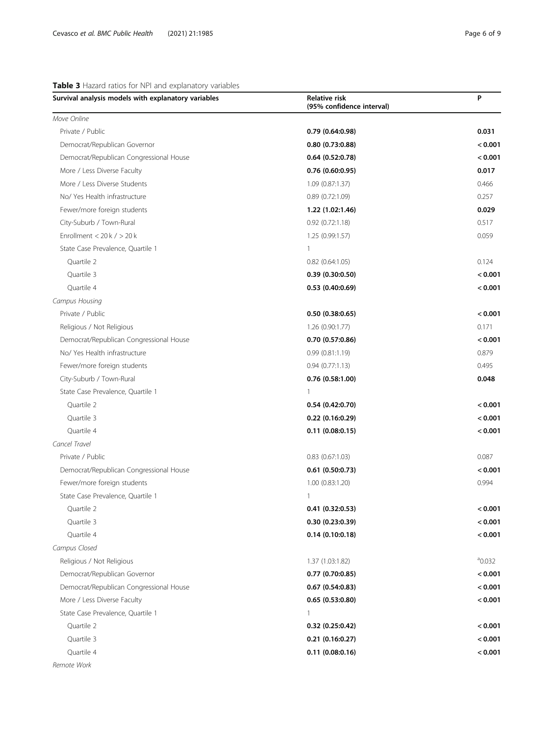**Table 3** Hazard ratios for NPI and explanatory variables

| Survival analysis models with explanatory variables | Relative risk (95% confidence interval) | P |
|---|---|---|
| *Move Online* | | |
| Private / Public | **0.79 (0.64:0.98)** | **0.031** |
| Democrat/Republican Governor | **0.80 (0.73:0.88)** | **< 0.001** |
| Democrat/Republican Congressional House | **0.64 (0.52:0.78)** | **< 0.001** |
| More / Less Diverse Faculty | **0.76 (0.60:0.95)** | **0.017** |
| More / Less Diverse Students | 1.09 (0.87:1.37) | 0.466 |
| No/ Yes Health infrastructure | 0.89 (0.72:1.09) | 0.257 |
| Fewer/more foreign students | **1.22 (1.02:1.46)** | **0.029** |
| City-Suburb / Town-Rural | 0.92 (0.72:1.18) | 0.517 |
| Enrollment < 20 k / > 20 k | 1.25 (0.99:1.57) | 0.059 |
| State Case Prevalence, Quartile 1 | 1 | |
| Quartile 2 | 0.82 (0.64:1.05) | 0.124 |
| Quartile 3 | **0.39 (0.30:0.50)** | **< 0.001** |
| Quartile 4 | **0.53 (0.40:0.69)** | **< 0.001** |
| *Campus Housing* | | |
| Private / Public | **0.50 (0.38:0.65)** | **< 0.001** |
| Religious / Not Religious | 1.26 (0.90:1.77) | 0.171 |
| Democrat/Republican Congressional House | **0.70 (0.57:0.86)** | **< 0.001** |
| No/ Yes Health infrastructure | 0.99 (0.81:1.19) | 0.879 |
| Fewer/more foreign students | 0.94 (0.77:1.13) | 0.495 |
| City-Suburb / Town-Rural | **0.76 (0.58:1.00)** | **0.048** |
| State Case Prevalence, Quartile 1 | 1 | |
| Quartile 2 | **0.54 (0.42:0.70)** | **< 0.001** |
| Quartile 3 | **0.22 (0.16:0.29)** | **< 0.001** |
| Quartile 4 | **0.11 (0.08:0.15)** | **< 0.001** |
| *Cancel Travel* | | |
| Private / Public | 0.83 (0.67:1.03) | 0.087 |
| Democrat/Republican Congressional House | **0.61 (0.50:0.73)** | **< 0.001** |
| Fewer/more foreign students | 1.00 (0.83:1.20) | 0.994 |
| State Case Prevalence, Quartile 1 | 1 | |
| Quartile 2 | **0.41 (0.32:0.53)** | **< 0.001** |
| Quartile 3 | **0.30 (0.23:0.39)** | **< 0.001** |
| Quartile 4 | **0.14 (0.10:0.18)** | **< 0.001** |
| *Campus Closed* | | |
| Religious / Not Religious | 1.37 (1.03:1.82) | [a]0.032 |
| Democrat/Republican Governor | **0.77 (0.70:0.85)** | **< 0.001** |
| Democrat/Republican Congressional House | **0.67 (0.54:0.83)** | **< 0.001** |
| More / Less Diverse Faculty | **0.65 (0.53:0.80)** | **< 0.001** |
| State Case Prevalence, Quartile 1 | 1 | |
| Quartile 2 | **0.32 (0.25:0.42)** | **< 0.001** |
| Quartile 3 | **0.21 (0.16:0.27)** | **< 0.001** |
| Quartile 4 | **0.11 (0.08:0.16)** | **< 0.001** |
| *Remote Work* | | |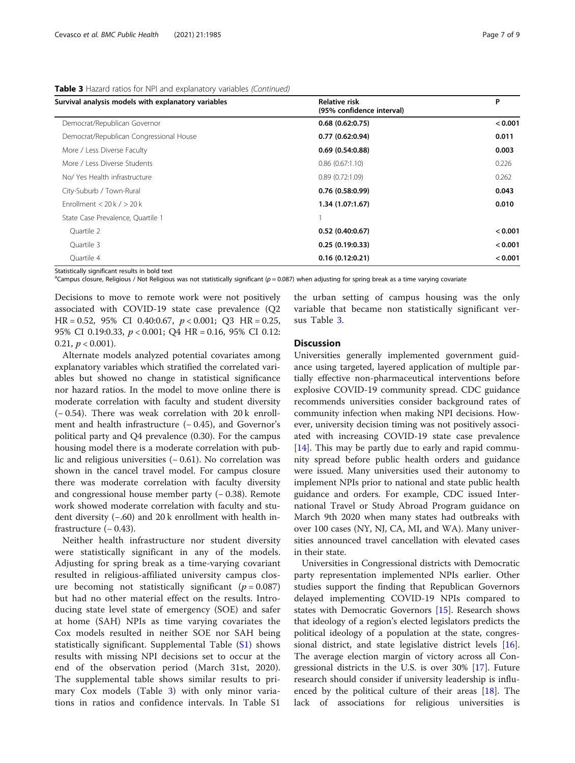**Table 3** Hazard ratios for NPI and explanatory variables *(Continued)*

| Survival analysis models with explanatory variables | Relative risk (95% confidence interval) | P |
|---|---|---|
| Democrat/Republican Governor | **0.68 (0.62:0.75)** | **< 0.001** |
| Democrat/Republican Congressional House | **0.77 (0.62:0.94)** | **0.011** |
| More / Less Diverse Faculty | **0.69 (0.54:0.88)** | **0.003** |
| More / Less Diverse Students | 0.86 (0.67:1.10) | 0.226 |
| No/ Yes Health infrastructure | 0.89 (0.72:1.09) | 0.262 |
| City-Suburb / Town-Rural | **0.76 (0.58:0.99)** | **0.043** |
| Enrollment < 20 k / > 20 k | **1.34 (1.07:1.67)** | **0.010** |
| State Case Prevalence, Quartile 1 | 1 | |
| Quartile 2 | **0.52 (0.40:0.67)** | **< 0.001** |
| Quartile 3 | **0.25 (0.19:0.33)** | **< 0.001** |
| Quartile 4 | **0.16 (0.12:0.21)** | **< 0.001** |

Statistically significant results in bold text
[a]Campus closure, Religious / Not Religious was not statistically significant ($p = 0.087$) when adjusting for spring break as a time varying covariate

Decisions to move to remote work were not positively associated with COVID-19 state case prevalence (Q2 HR = 0.52, 95% CI 0.40:0.67, $p < 0.001$; Q3 HR = 0.25, 95% CI 0.19:0.33, $p < 0.001$; Q4 HR = 0.16, 95% CI 0.12: 0.21, $p < 0.001$).

Alternate models analyzed potential covariates among explanatory variables which stratified the correlated variables but showed no change in statistical significance nor hazard ratios. In the model to move online there is moderate correlation with faculty and student diversity (− 0.54). There was weak correlation with 20 k enrollment and health infrastructure (− 0.45), and Governor's political party and Q4 prevalence (0.30). For the campus housing model there is a moderate correlation with public and religious universities (− 0.61). No correlation was shown in the cancel travel model. For campus closure there was moderate correlation with faculty diversity and congressional house member party (− 0.38). Remote work showed moderate correlation with faculty and student diversity (−.60) and 20 k enrollment with health infrastructure (− 0.43).

Neither health infrastructure nor student diversity were statistically significant in any of the models. Adjusting for spring break as a time-varying covariant resulted in religious-affiliated university campus closure becoming not statistically significant ($p = 0.087$) but had no other material effect on the results. Introducing state level state of emergency (SOE) and safer at home (SAH) NPIs as time varying covariates the Cox models resulted in neither SOE nor SAH being statistically significant. Supplemental Table (S1) shows results with missing NPI decisions set to occur at the end of the observation period (March 31st, 2020). The supplemental table shows similar results to primary Cox models (Table 3) with only minor variations in ratios and confidence intervals. In Table S1 the urban setting of campus housing was the only variable that became non statistically significant versus Table 3.

## Discussion

Universities generally implemented government guidance using targeted, layered application of multiple partially effective non-pharmaceutical interventions before explosive COVID-19 community spread. CDC guidance recommends universities consider background rates of community infection when making NPI decisions. However, university decision timing was not positively associated with increasing COVID-19 state case prevalence [14]. This may be partly due to early and rapid community spread before public health orders and guidance were issued. Many universities used their autonomy to implement NPIs prior to national and state public health guidance and orders. For example, CDC issued International Travel or Study Abroad Program guidance on March 9th 2020 when many states had outbreaks with over 100 cases (NY, NJ, CA, MI, and WA). Many universities announced travel cancellation with elevated cases in their state.

Universities in Congressional districts with Democratic party representation implemented NPIs earlier. Other studies support the finding that Republican Governors delayed implementing COVID-19 NPIs compared to states with Democratic Governors [15]. Research shows that ideology of a region's elected legislators predicts the political ideology of a population at the state, congressional district, and state legislative district levels [16]. The average election margin of victory across all Congressional districts in the U.S. is over 30% [17]. Future research should consider if university leadership is influenced by the political culture of their areas [18]. The lack of associations for religious universities is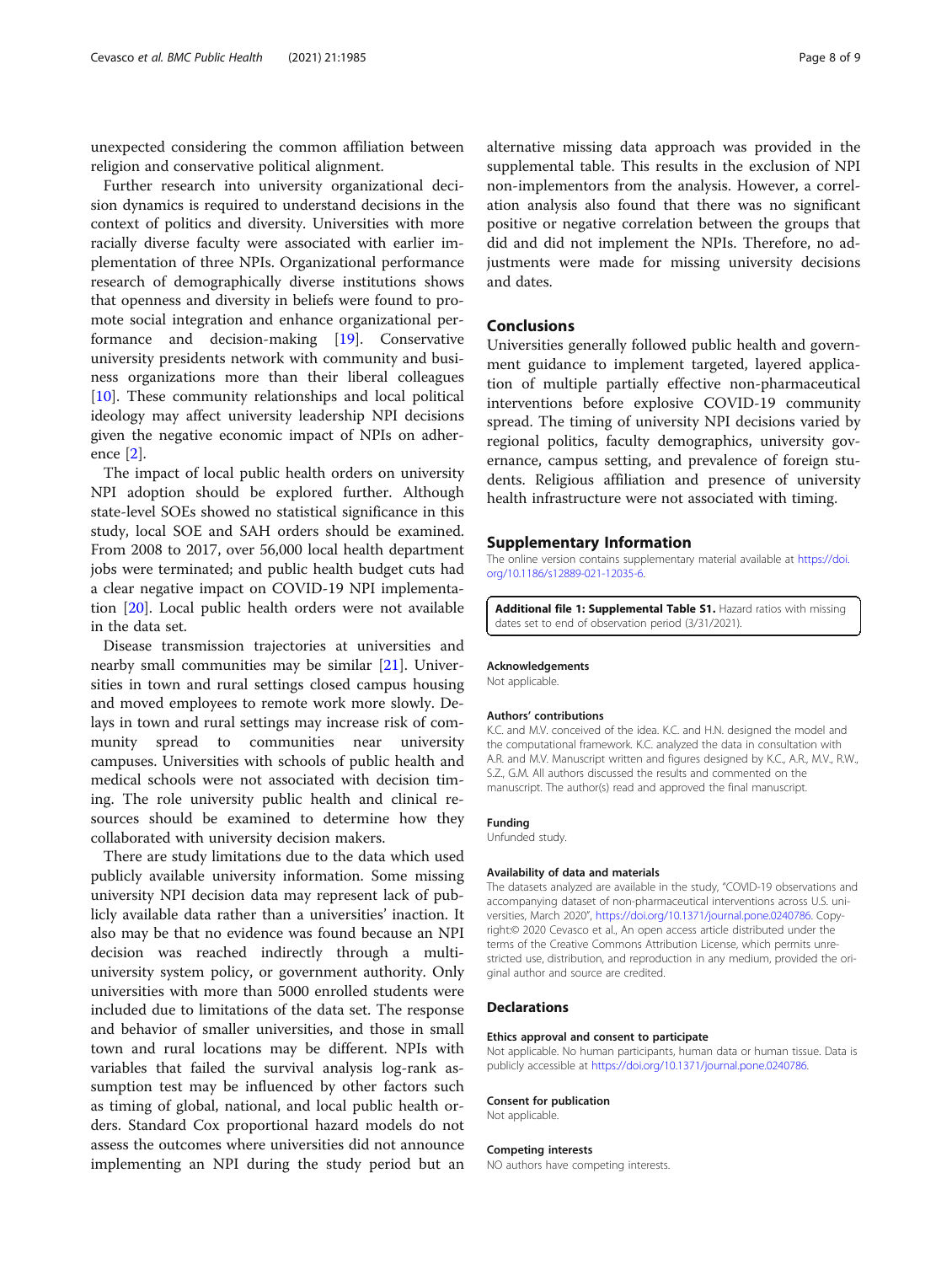unexpected considering the common affiliation between religion and conservative political alignment.

Further research into university organizational decision dynamics is required to understand decisions in the context of politics and diversity. Universities with more racially diverse faculty were associated with earlier implementation of three NPIs. Organizational performance research of demographically diverse institutions shows that openness and diversity in beliefs were found to promote social integration and enhance organizational performance and decision-making [19]. Conservative university presidents network with community and business organizations more than their liberal colleagues [10]. These community relationships and local political ideology may affect university leadership NPI decisions given the negative economic impact of NPIs on adherence [2].

The impact of local public health orders on university NPI adoption should be explored further. Although state-level SOEs showed no statistical significance in this study, local SOE and SAH orders should be examined. From 2008 to 2017, over 56,000 local health department jobs were terminated; and public health budget cuts had a clear negative impact on COVID-19 NPI implementation [20]. Local public health orders were not available in the data set.

Disease transmission trajectories at universities and nearby small communities may be similar [21]. Universities in town and rural settings closed campus housing and moved employees to remote work more slowly. Delays in town and rural settings may increase risk of community spread to communities near university campuses. Universities with schools of public health and medical schools were not associated with decision timing. The role university public health and clinical resources should be examined to determine how they collaborated with university decision makers.

There are study limitations due to the data which used publicly available university information. Some missing university NPI decision data may represent lack of publicly available data rather than a universities' inaction. It also may be that no evidence was found because an NPI decision was reached indirectly through a multi-university system policy, or government authority. Only universities with more than 5000 enrolled students were included due to limitations of the data set. The response and behavior of smaller universities, and those in small town and rural locations may be different. NPIs with variables that failed the survival analysis log-rank assumption test may be influenced by other factors such as timing of global, national, and local public health orders. Standard Cox proportional hazard models do not assess the outcomes where universities did not announce implementing an NPI during the study period but an alternative missing data approach was provided in the supplemental table. This results in the exclusion of NPI non-implementors from the analysis. However, a correlation analysis also found that there was no significant positive or negative correlation between the groups that did and did not implement the NPIs. Therefore, no adjustments were made for missing university decisions and dates.

## Conclusions

Universities generally followed public health and government guidance to implement targeted, layered application of multiple partially effective non-pharmaceutical interventions before explosive COVID-19 community spread. The timing of university NPI decisions varied by regional politics, faculty demographics, university governance, campus setting, and prevalence of foreign students. Religious affiliation and presence of university health infrastructure were not associated with timing.

## Supplementary Information

The online version contains supplementary material available at https://doi.org/10.1186/s12889-021-12035-6.

**Additional file 1: Supplemental Table S1.** Hazard ratios with missing dates set to end of observation period (3/31/2021).

### Acknowledgements

Not applicable.

### Authors' contributions

K.C. and M.V. conceived of the idea. K.C. and H.N. designed the model and the computational framework. K.C. analyzed the data in consultation with A.R. and M.V. Manuscript written and figures designed by K.C., A.R., M.V., R.W., S.Z., G.M. All authors discussed the results and commented on the manuscript. The author(s) read and approved the final manuscript.

### Funding

Unfunded study.

### Availability of data and materials

The datasets analyzed are available in the study, "COVID-19 observations and accompanying dataset of non-pharmaceutical interventions across U.S. universities, March 2020", https://doi.org/10.1371/journal.pone.0240786. Copyright:© 2020 Cevasco et al., An open access article distributed under the terms of the Creative Commons Attribution License, which permits unrestricted use, distribution, and reproduction in any medium, provided the original author and source are credited.

## Declarations

### Ethics approval and consent to participate

Not applicable. No human participants, human data or human tissue. Data is publicly accessible at https://doi.org/10.1371/journal.pone.0240786.

### Consent for publication

Not applicable.

### Competing interests

NO authors have competing interests.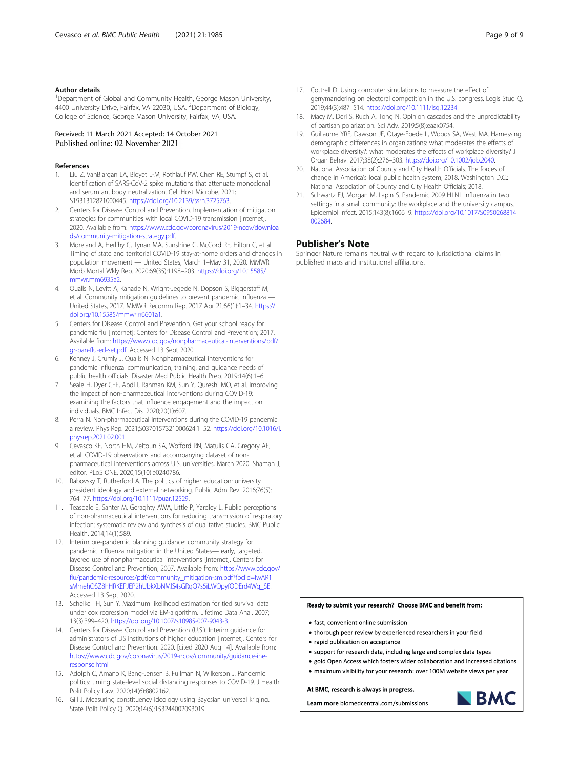### Author details

[1]Department of Global and Community Health, George Mason University, 4400 University Drive, Fairfax, VA 22030, USA. [2]Department of Biology, College of Science, George Mason University, Fairfax, VA, USA.

Received: 11 March 2021 Accepted: 14 October 2021
Published online: 02 November 2021

### References

1. Liu Z, VanBlargan LA, Bloyet L-M, Rothlauf PW, Chen RE, Stumpf S, et al. Identification of SARS-CoV-2 spike mutations that attenuate monoclonal and serum antibody neutralization. Cell Host Microbe. 2021; S1931312821000445. https://doi.org/10.2139/ssrn.3725763.
2. Centers for Disease Control and Prevention. Implementation of mitigation strategies for communities with local COVID-19 transmission [Internet]. 2020. Available from: https://www.cdc.gov/coronavirus/2019-ncov/downloads/community-mitigation-strategy.pdf.
3. Moreland A, Herlihy C, Tynan MA, Sunshine G, McCord RF, Hilton C, et al. Timing of state and territorial COVID-19 stay-at-home orders and changes in population movement — United States, March 1–May 31, 2020. MMWR Morb Mortal Wkly Rep. 2020;69(35):1198–203. https://doi.org/10.15585/mmwr.mm6935a2.
4. Qualls N, Levitt A, Kanade N, Wright-Jegede N, Dopson S, Biggerstaff M, et al. Community mitigation guidelines to prevent pandemic influenza — United States, 2017. MMWR Recomm Rep. 2017 Apr 21;66(1):1–34. https://doi.org/10.15585/mmwr.rr6601a1.
5. Centers for Disease Control and Prevention. Get your school ready for pandemic flu [Internet]: Centers for Disease Control and Prevention; 2017. Available from: https://www.cdc.gov/nonpharmaceutical-interventions/pdf/gr-pan-flu-ed-set.pdf. Accessed 13 Sept 2020.
6. Kenney J, Crumly J, Qualls N. Nonpharmaceutical interventions for pandemic influenza: communication, training, and guidance needs of public health officials. Disaster Med Public Health Prep. 2019;14(6):1–6.
7. Seale H, Dyer CEF, Abdi I, Rahman KM, Sun Y, Qureshi MO, et al. Improving the impact of non-pharmaceutical interventions during COVID-19: examining the factors that influence engagement and the impact on individuals. BMC Infect Dis. 2020;20(1):607.
8. Perra N. Non-pharmaceutical interventions during the COVID-19 pandemic: a review. Phys Rep. 2021;S0370157321000624:1–52. https://doi.org/10.1016/j.physrep.2021.02.001.
9. Cevasco KE, North HM, Zeitoun SA, Wofford RN, Matulis GA, Gregory AF, et al. COVID-19 observations and accompanying dataset of non-pharmaceutical interventions across U.S. universities, March 2020. Shaman J, editor. PLoS ONE. 2020;15(10):e0240786.
10. Rabovsky T, Rutherford A. The politics of higher education: university president ideology and external networking. Public Adm Rev. 2016;76(5):764–77. https://doi.org/10.1111/puar.12529.
11. Teasdale E, Santer M, Geraghty AWA, Little P, Yardley L. Public perceptions of non-pharmaceutical interventions for reducing transmission of respiratory infection: systematic review and synthesis of qualitative studies. BMC Public Health. 2014;14(1):589.
12. Interim pre-pandemic planning guidance: community strategy for pandemic influenza mitigation in the United States— early, targeted, layered use of nonpharmaceutical interventions [Internet]. Centers for Disease Control and Prevention; 2007. Available from: https://www.cdc.gov/flu/pandemic-resources/pdf/community_mitigation-sm.pdf?fbclid=IwAR1sMmehOSZ8hHRKEPJEP2hUbkXbNMlS4sGRqQ7s5iLWOpyfQDErd4Wg_SE. Accessed 13 Sept 2020.
13. Scheike TH, Sun Y. Maximum likelihood estimation for tied survival data under cox regression model via EM-algorithm. Lifetime Data Anal. 2007;13(3):399–420. https://doi.org/10.1007/s10985-007-9043-3.
14. Centers for Disease Control and Prevention (U.S.). Interim guidance for administrators of US institutions of higher education [Internet]. Centers for Disease Control and Prevention. 2020. [cited 2020 Aug 14]. Available from: https://www.cdc.gov/coronavirus/2019-ncov/community/guidance-ihe-response.html
15. Adolph C, Amano K, Bang-Jensen B, Fullman N, Wilkerson J. Pandemic politics: timing state-level social distancing responses to COVID-19. J Health Polit Policy Law. 2020;14(6):8802162.
16. Gill J. Measuring constituency ideology using Bayesian universal kriging. State Polit Policy Q. 2020;14(6):153244002093019.
17. Cottrell D. Using computer simulations to measure the effect of gerrymandering on electoral competition in the U.S. congress. Legis Stud Q. 2019;44(3):487–514. https://doi.org/10.1111/lsq.12234.
18. Macy M, Deri S, Ruch A, Tong N. Opinion cascades and the unpredictability of partisan polarization. Sci Adv. 2019;5(8):eaax0754.
19. Guillaume YRF, Dawson JF, Otaye-Ebede L, Woods SA, West MA. Harnessing demographic differences in organizations: what moderates the effects of workplace diversity?: what moderates the effects of workplace diversity? J Organ Behav. 2017;38(2):276–303. https://doi.org/10.1002/job.2040.
20. National Association of County and City Health Officials. The forces of change in America's local public health system, 2018. Washington D.C.: National Association of County and City Health Officials; 2018.
21. Schwartz EJ, Morgan M, Lapin S. Pandemic 2009 H1N1 influenza in two settings in a small community: the workplace and the university campus. Epidemiol Infect. 2015;143(8):1606–9. https://doi.org/10.1017/S0950268814002684.

## Publisher's Note

Springer Nature remains neutral with regard to jurisdictional claims in published maps and institutional affiliations.

**Ready to submit your research? Choose BMC and benefit from:**

- fast, convenient online submission
- thorough peer review by experienced researchers in your field
- rapid publication on acceptance
- support for research data, including large and complex data types
- gold Open Access which fosters wider collaboration and increased citations
- maximum visibility for your research: over 100M website views per year

**At BMC, research is always in progress.**

**Learn more** biomedcentral.com/submissions

BMC